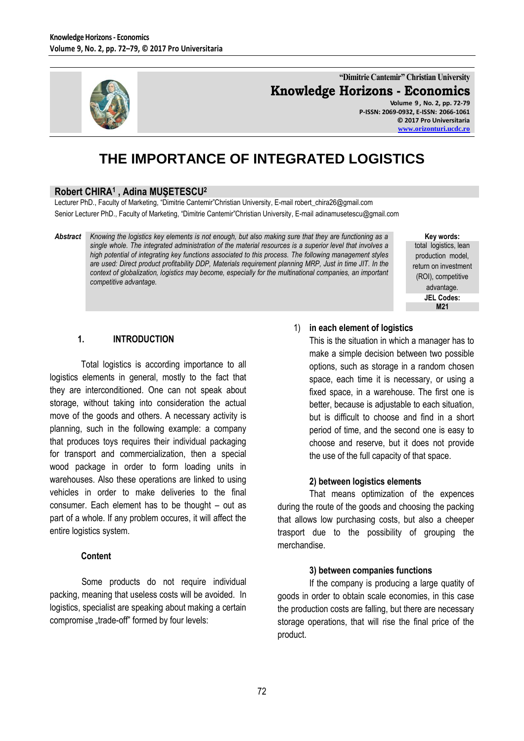# THE IMPORTANCE OF INTEGRATED LOGISTICS

**Robert CHIRA[1] , Adina MUŞETESCU[2]**

Lecturer PhD., Faculty of Marketing, "Dimitrie Cantemir"Christian University, E-mail robert_chira26@gmail.com

Senior Lecturer PhD., Faculty of Marketing, "Dimitrie Cantemir"Christian University, E-mail adinamusetescu@gmail.com

***Abstract*** *Knowing the logistics key elements is not enough, but also making sure that they are functioning as a single whole. The integrated administration of the material resources is a superior level that involves a high potential of integrating key functions associated to this process. The following management styles are used: Direct product profitability DDP, Materials requirement planning MRP, Just in time JIT. In the context of globalization, logistics may become, especially for the multinational companies, an important competitive advantage.*

**Key words:** total logistics, lean production model, return on investment (ROI), competitive advantage.

**JEL Codes:** M21

## 1. INTRODUCTION

Total logistics is according importance to all logistics elements in general, mostly to the fact that they are interconditioned. One can not speak about storage, without taking into consideration the actual move of the goods and others. A necessary activity is planning, such in the following example: a company that produces toys requires their individual packaging for transport and commercialization, then a special wood package in order to form loading units in warehouses. Also these operations are linked to using vehicles in order to make deliveries to the final consumer. Each element has to be thought – out as part of a whole. If any problem occures, it will affect the entire logistics system.

### Content

Some products do not require individual packing, meaning that useless costs will be avoided. In logistics, specialist are speaking about making a certain compromise „trade-off" formed by four levels:

1) **in each element of logistics**

This is the situation in which a manager has to make a simple decision between two possible options, such as storage in a random chosen space, each time it is necessary, or using a fixed space, in a warehouse. The first one is better, because is adjustable to each situation, but is difficult to choose and find in a short period of time, and the second one is easy to choose and reserve, but it does not provide the use of the full capacity of that space.

**2) between logistics elements**

That means optimization of the expences during the route of the goods and choosing the packing that allows low purchasing costs, but also a cheeper trasport due to the possibility of grouping the merchandise.

**3) between companies functions**

If the company is producing a large quatity of goods in order to obtain scale economies, in this case the production costs are falling, but there are necessary storage operations, that will rise the final price of the product.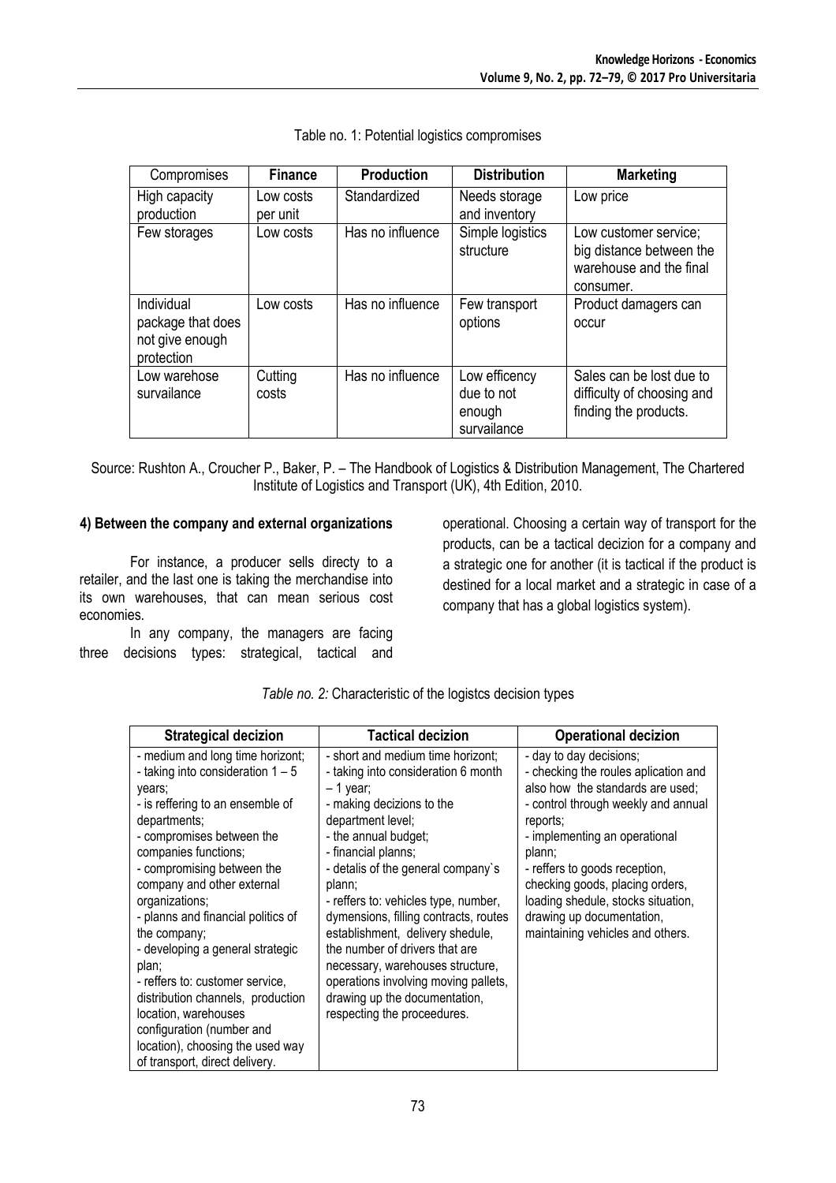Table no. 1: Potential logistics compromises

| Compromises | Finance | Production | Distribution | Marketing |
|---|---|---|---|---|
| High capacity production | Low costs per unit | Standardized | Needs storage and inventory | Low price |
| Few storages | Low costs | Has no influence | Simple logistics structure | Low customer service; big distance between the warehouse and the final consumer. |
| Individual package that does not give enough protection | Low costs | Has no influence | Few transport options | Product damagers can occur |
| Low warehose survailance | Cutting costs | Has no influence | Low efficency due to not enough survailance | Sales can be lost due to difficulty of choosing and finding the products. |

Source: Rushton A., Croucher P., Baker, P. – The Handbook of Logistics & Distribution Management, The Chartered Institute of Logistics and Transport (UK), 4th Edition, 2010.

**4) Between the company and external organizations**

For instance, a producer sells directy to a retailer, and the last one is taking the merchandise into its own warehouses, that can mean serious cost economies.

In any company, the managers are facing three decisions types: strategical, tactical and operational. Choosing a certain way of transport for the products, can be a tactical decizion for a company and a strategic one for another (it is tactical if the product is destined for a local market and a strategic in case of a company that has a global logistics system).

*Table no. 2:* Characteristic of the logistcs decision types

| Strategical decizion | Tactical decizion | Operational decizion |
|---|---|---|
| - medium and long time horizont;<br>- taking into consideration 1 – 5 years;<br>- is reffering to an ensemble of departments;<br>- compromises between the companies functions;<br>- compromising between the company and other external organizations;<br>- planns and financial politics of the company;<br>- developing a general strategic plan;<br>- reffers to: customer service, distribution channels, production location, warehouses configuration (number and location), choosing the used way of transport, direct delivery. | - short and medium time horizont;<br>- taking into consideration 6 month – 1 year;<br>- making decizions to the department level;<br>- the annual budget;<br>- financial planns;<br>- detalis of the general company`s plann;<br>- reffers to: vehicles type, number, dymensions, filling contracts, routes establishment, delivery shedule, the number of drivers that are necessary, warehouses structure, operations involving moving pallets, drawing up the documentation, respecting the proceedures. | - day to day decisions;<br>- checking the roules aplication and also how the standards are used;<br>- control through weekly and annual reports;<br>- implementing an operational plann;<br>- reffers to goods reception, checking goods, placing orders, loading shedule, stocks situation, drawing up documentation, maintaining vehicles and others. |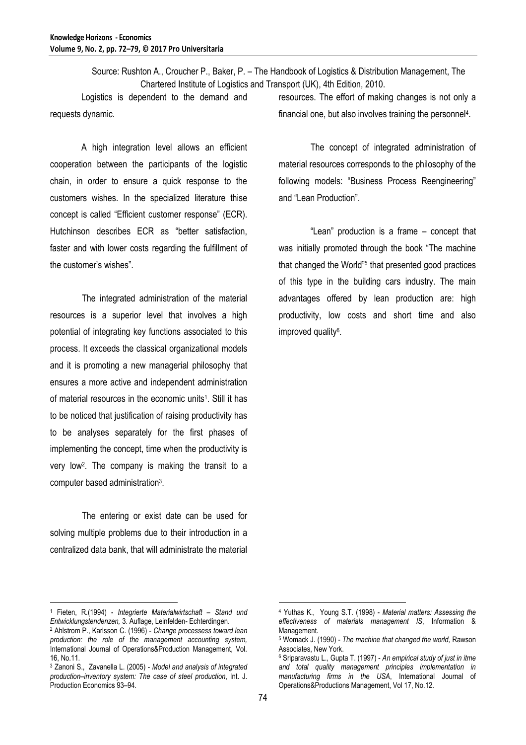Source: Rushton A., Croucher P., Baker, P. – The Handbook of Logistics & Distribution Management, The Chartered Institute of Logistics and Transport (UK), 4th Edition, 2010.

Logistics is dependent to the demand and requests dynamic.

A high integration level allows an efficient cooperation between the participants of the logistic chain, in order to ensure a quick response to the customers wishes. In the specialized literature thise concept is called "Efficient customer response" (ECR). Hutchinson describes ECR as "better satisfaction, faster and with lower costs regarding the fulfillment of the customer's wishes".

The integrated administration of the material resources is a superior level that involves a high potential of integrating key functions associated to this process. It exceeds the classical organizational models and it is promoting a new managerial philosophy that ensures a more active and independent administration of material resources in the economic units[1]. Still it has to be noticed that justification of raising productivity has to be analyses separately for the first phases of implementing the concept, time when the productivity is very low[2]. The company is making the transit to a computer based administration[3].

The entering or exist date can be used for solving multiple problems due to their introduction in a centralized data bank, that will administrate the material resources. The effort of making changes is not only a financial one, but also involves training the personnel[4].

The concept of integrated administration of material resources corresponds to the philosophy of the following models: "Business Process Reengineering" and "Lean Production".

"Lean" production is a frame – concept that was initially promoted through the book "The machine that changed the World"[5] that presented good practices of this type in the building cars industry. The main advantages offered by lean production are: high productivity, low costs and short time and also improved quality[6].

---

[1] Fieten, R.(1994) - *Integrierte Materialwirtschaft – Stand und Entwicklungstendenzen,* 3. Auflage, Leinfelden- Echterdingen.

[2] Ahlstrom P., Karlsson C. (1996) - *Change processess toward lean production: the role of the management accounting system,* International Journal of Operations&Production Management, Vol. 16, No.11.

[3] Zanoni S., Zavanella L. (2005) - *Model and analysis of integrated production–inventory system: The case of steel production*, Int. J. Production Economics 93–94.

[4] Yuthas K., Young S.T. (1998) - *Material matters: Assessing the effectiveness of materials management IS*, Information & Management.

[5] Womack J. (1990) - *The machine that changed the world,* Rawson Associates, New York.

[6] Sriparavastu L., Gupta T. (1997) - *An empirical study of just in itme and total quality management principles implementation in manufacturing firms in the USA*, International Journal of Operations&Productions Management, Vol 17, No.12.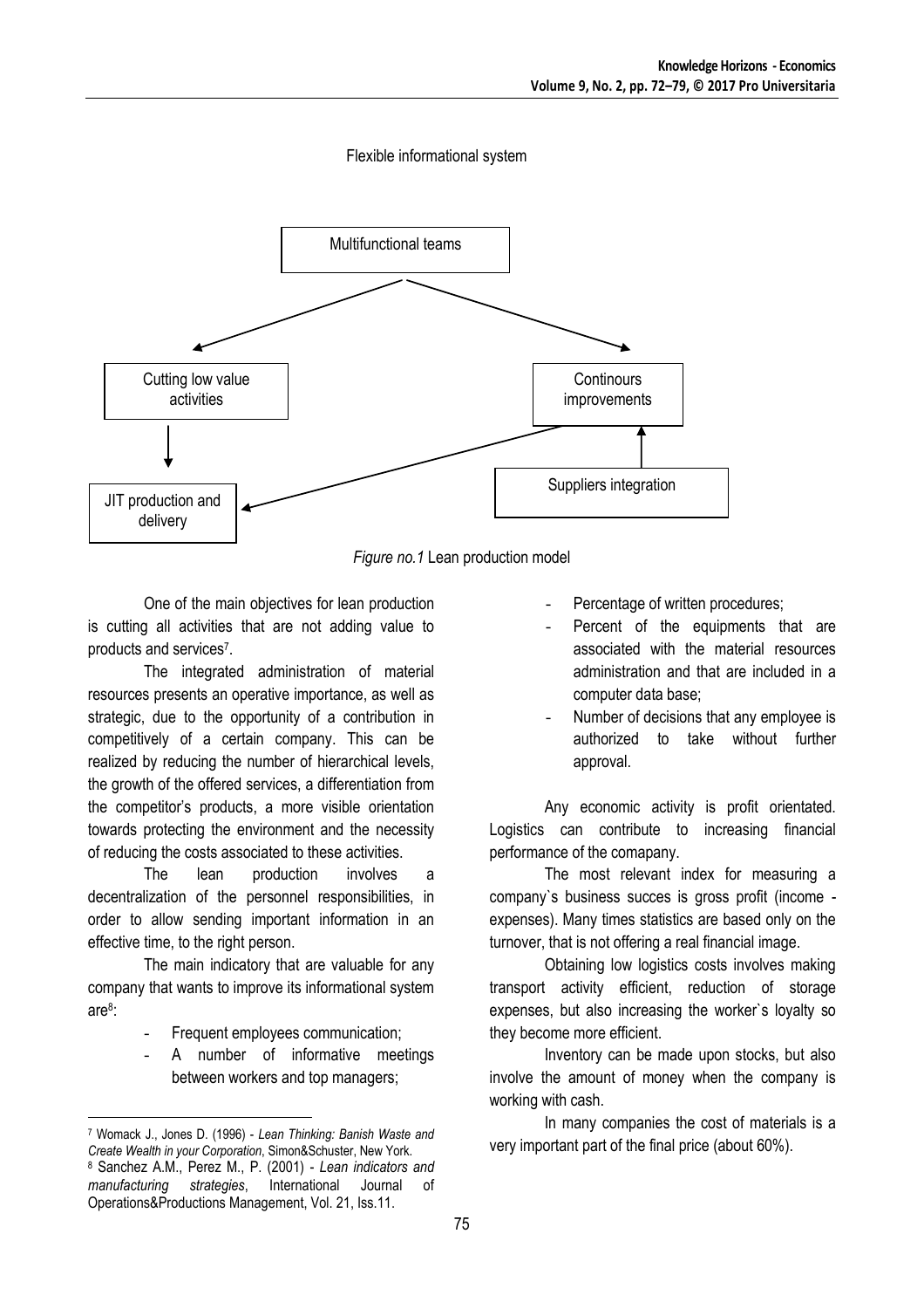Flexible informational system

Multifunctional teams

Cutting low value activities

Continours improvements

JIT production and delivery

Suppliers integration

*Figure no.1* Lean production model

One of the main objectives for lean production is cutting all activities that are not adding value to products and services[7].

The integrated administration of material resources presents an operative importance, as well as strategic, due to the opportunity of a contribution in competitively of a certain company. This can be realized by reducing the number of hierarchical levels, the growth of the offered services, a differentiation from the competitor's products, a more visible orientation towards protecting the environment and the necessity of reducing the costs associated to these activities.

The lean production involves a decentralization of the personnel responsibilities, in order to allow sending important information in an effective time, to the right person.

The main indicatory that are valuable for any company that wants to improve its informational system are[8]:

- Frequent employees communication;
- A number of informative meetings between workers and top managers;
- Percentage of written procedures;
- Percent of the equipments that are associated with the material resources administration and that are included in a computer data base;
- Number of decisions that any employee is authorized to take without further approval.

Any economic activity is profit orientated. Logistics can contribute to increasing financial performance of the comapany.

The most relevant index for measuring a company`s business succes is gross profit (income - expenses). Many times statistics are based only on the turnover, that is not offering a real financial image.

Obtaining low logistics costs involves making transport activity efficient, reduction of storage expenses, but also increasing the worker`s loyalty so they become more efficient.

Inventory can be made upon stocks, but also involve the amount of money when the company is working with cash.

In many companies the cost of materials is a very important part of the final price (about 60%).

---

[7] Womack J., Jones D. (1996) - *Lean Thinking: Banish Waste and Create Wealth in your Corporation*, Simon&Schuster, New York.

[8] Sanchez A.M., Perez M., P. (2001) - *Lean indicators and manufacturing strategies*, International Journal of Operations&Productions Management, Vol. 21, Iss.11.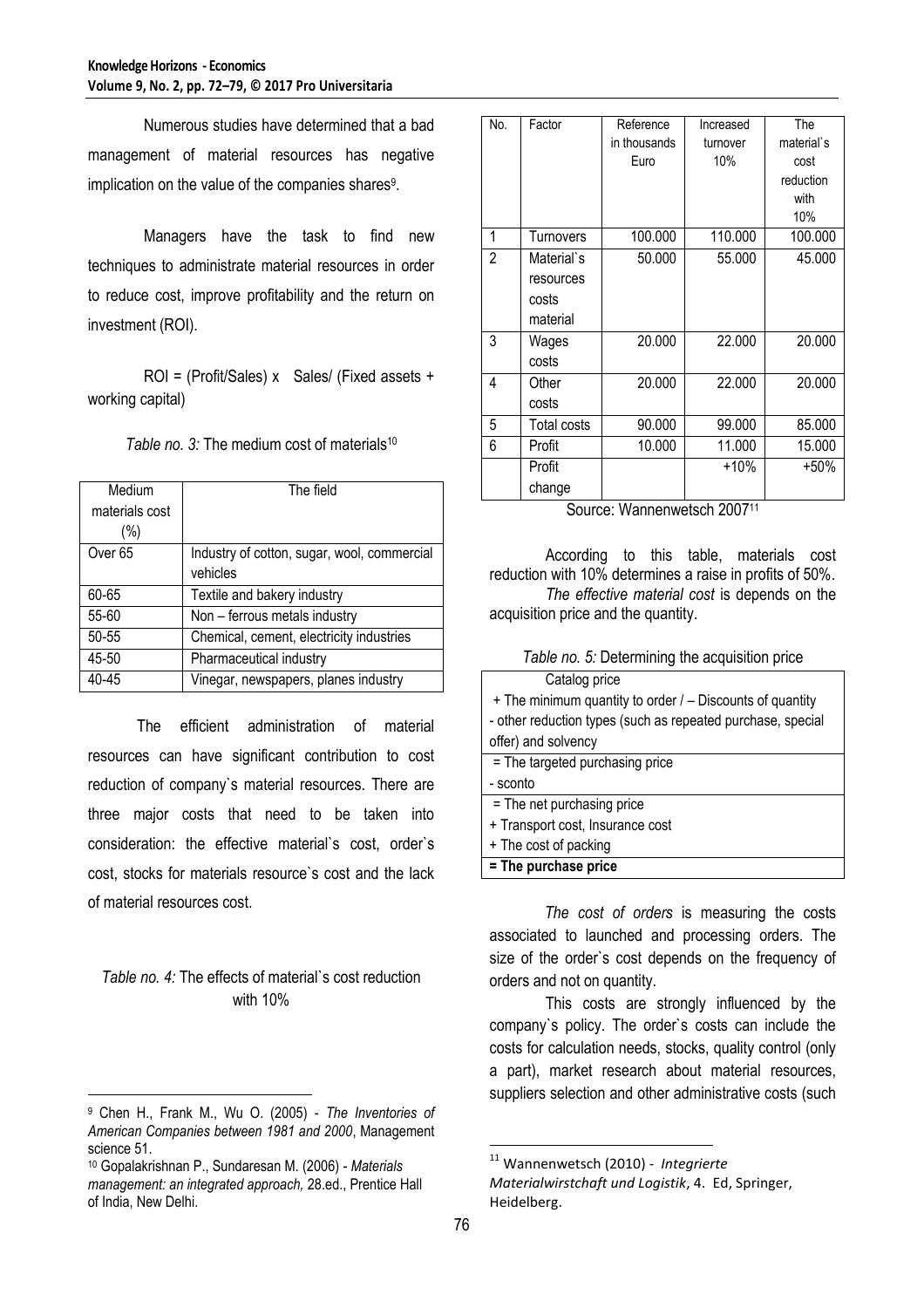Numerous studies have determined that a bad management of material resources has negative implication on the value of the companies shares[9].

Managers have the task to find new techniques to administrate material resources in order to reduce cost, improve profitability and the return on investment (ROI).

ROI = (Profit/Sales) x Sales/ (Fixed assets + working capital)

*Table no. 3:* The medium cost of materials[10]

| Medium materials cost (%) | The field |
|---|---|
| Over 65 | Industry of cotton, sugar, wool, commercial vehicles |
| 60-65 | Textile and bakery industry |
| 55-60 | Non – ferrous metals industry |
| 50-55 | Chemical, cement, electricity industries |
| 45-50 | Pharmaceutical industry |
| 40-45 | Vinegar, newspapers, planes industry |

The efficient administration of material resources can have significant contribution to cost reduction of company`s material resources. There are three major costs that need to be taken into consideration: the effective material`s cost, order`s cost, stocks for materials resource`s cost and the lack of material resources cost.

*Table no. 4:* The effects of material`s cost reduction with 10%

| No. | Factor | Reference in thousands Euro | Increased turnover 10% | The material`s cost reduction with 10% |
|---|---|---|---|---|
| 1 | Turnovers | 100.000 | 110.000 | 100.000 |
| 2 | Material`s resources costs material | 50.000 | 55.000 | 45.000 |
| 3 | Wages costs | 20.000 | 22.000 | 20.000 |
| 4 | Other costs | 20.000 | 22.000 | 20.000 |
| 5 | Total costs | 90.000 | 99.000 | 85.000 |
| 6 | Profit | 10.000 | 11.000 | 15.000 |
| | Profit change | | +10% | +50% |

Source: Wannenwetsch 2007[11]

According to this table, materials cost reduction with 10% determines a raise in profits of 50%.

*The effective material cost* is depends on the acquisition price and the quantity.

*Table no. 5:* Determining the acquisition price

| Catalog price |
|---|
| + The minimum quantity to order / – Discounts of quantity<br>- other reduction types (such as repeated purchase, special offer) and solvency |
| = The targeted purchasing price |
| - sconto |
| = The net purchasing price<br>+ Transport cost, Insurance cost<br>+ The cost of packing |
| **= The purchase price** |

*The cost of orders* is measuring the costs associated to launched and processing orders. The size of the order`s cost depends on the frequency of orders and not on quantity.

This costs are strongly influenced by the company`s policy. The order`s costs can include the costs for calculation needs, stocks, quality control (only a part), market research about material resources, suppliers selection and other administrative costs (such

---

[9] Chen H., Frank M., Wu O. (2005) - *The Inventories of American Companies between 1981 and 2000*, Management science 51.

[10] Gopalakrishnan P., Sundaresan M. (2006) - *Materials management: an integrated approach,* 28.ed., Prentice Hall of India, New Delhi.

[11] Wannenwetsch (2010) - *Integrierte Materialwirtschaft und Logistik*, 4. Ed, Springer, Heidelberg.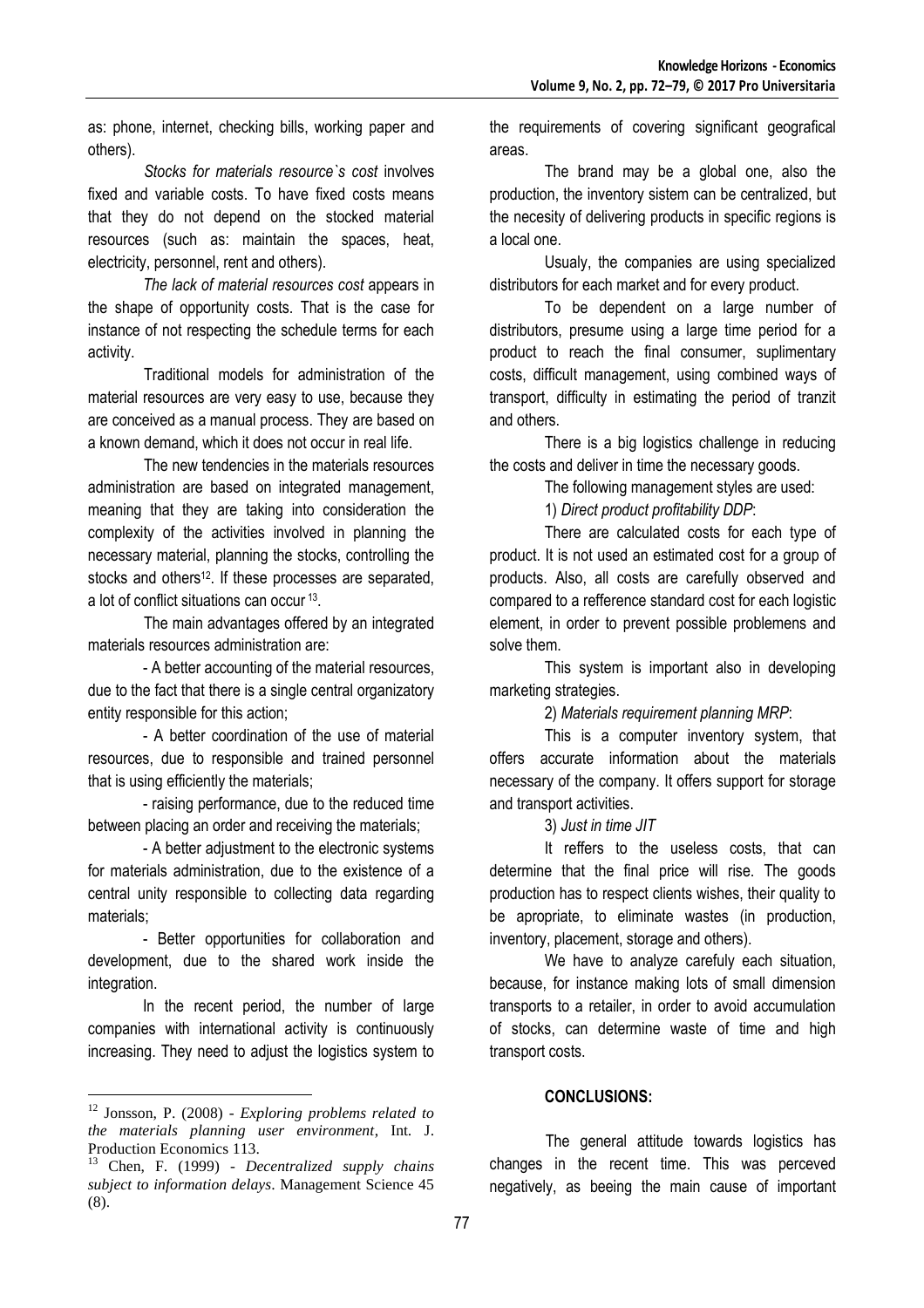as: phone, internet, checking bills, working paper and others).

*Stocks for materials resource`s cost* involves fixed and variable costs. To have fixed costs means that they do not depend on the stocked material resources (such as: maintain the spaces, heat, electricity, personnel, rent and others).

*The lack of material resources cost* appears in the shape of opportunity costs. That is the case for instance of not respecting the schedule terms for each activity.

Traditional models for administration of the material resources are very easy to use, because they are conceived as a manual process. They are based on a known demand, which it does not occur in real life.

The new tendencies in the materials resources administration are based on integrated management, meaning that they are taking into consideration the complexity of the activities involved in planning the necessary material, planning the stocks, controlling the stocks and others[12]. If these processes are separated, a lot of conflict situations can occur [13].

The main advantages offered by an integrated materials resources administration are:

- A better accounting of the material resources, due to the fact that there is a single central organizatory entity responsible for this action;

- A better coordination of the use of material resources, due to responsible and trained personnel that is using efficiently the materials;

- raising performance, due to the reduced time between placing an order and receiving the materials;

- A better adjustment to the electronic systems for materials administration, due to the existence of a central unity responsible to collecting data regarding materials;

- Better opportunities for collaboration and development, due to the shared work inside the integration.

In the recent period, the number of large companies with international activity is continuously increasing. They need to adjust the logistics system to the requirements of covering significant geografical areas.

The brand may be a global one, also the production, the inventory sistem can be centralized, but the necesity of delivering products in specific regions is a local one.

Usualy, the companies are using specialized distributors for each market and for every product.

To be dependent on a large number of distributors, presume using a large time period for a product to reach the final consumer, suplimentary costs, difficult management, using combined ways of transport, difficulty in estimating the period of tranzit and others.

There is a big logistics challenge in reducing the costs and deliver in time the necessary goods.

The following management styles are used:

1) *Direct product profitability DDP*:

There are calculated costs for each type of product. It is not used an estimated cost for a group of products. Also, all costs are carefully observed and compared to a refference standard cost for each logistic element, in order to prevent possible problemens and solve them.

This system is important also in developing marketing strategies.

2) *Materials requirement planning MRP*:

This is a computer inventory system, that offers accurate information about the materials necessary of the company. It offers support for storage and transport activities.

3) *Just in time JIT*

It reffers to the useless costs, that can determine that the final price will rise. The goods production has to respect clients wishes, their quality to be apropriate, to eliminate wastes (in production, inventory, placement, storage and others).

We have to analyze carefuly each situation, because, for instance making lots of small dimension transports to a retailer, in order to avoid accumulation of stocks, can determine waste of time and high transport costs.

## CONCLUSIONS:

The general attitude towards logistics has changes in the recent time. This was perceved negatively, as beeing the main cause of important

---

[12] Jonsson, P. (2008) - *Exploring problems related to the materials planning user environment*, Int. J. Production Economics 113.

[13] Chen, F. (1999) - *Decentralized supply chains subject to information delays*. Management Science 45 (8).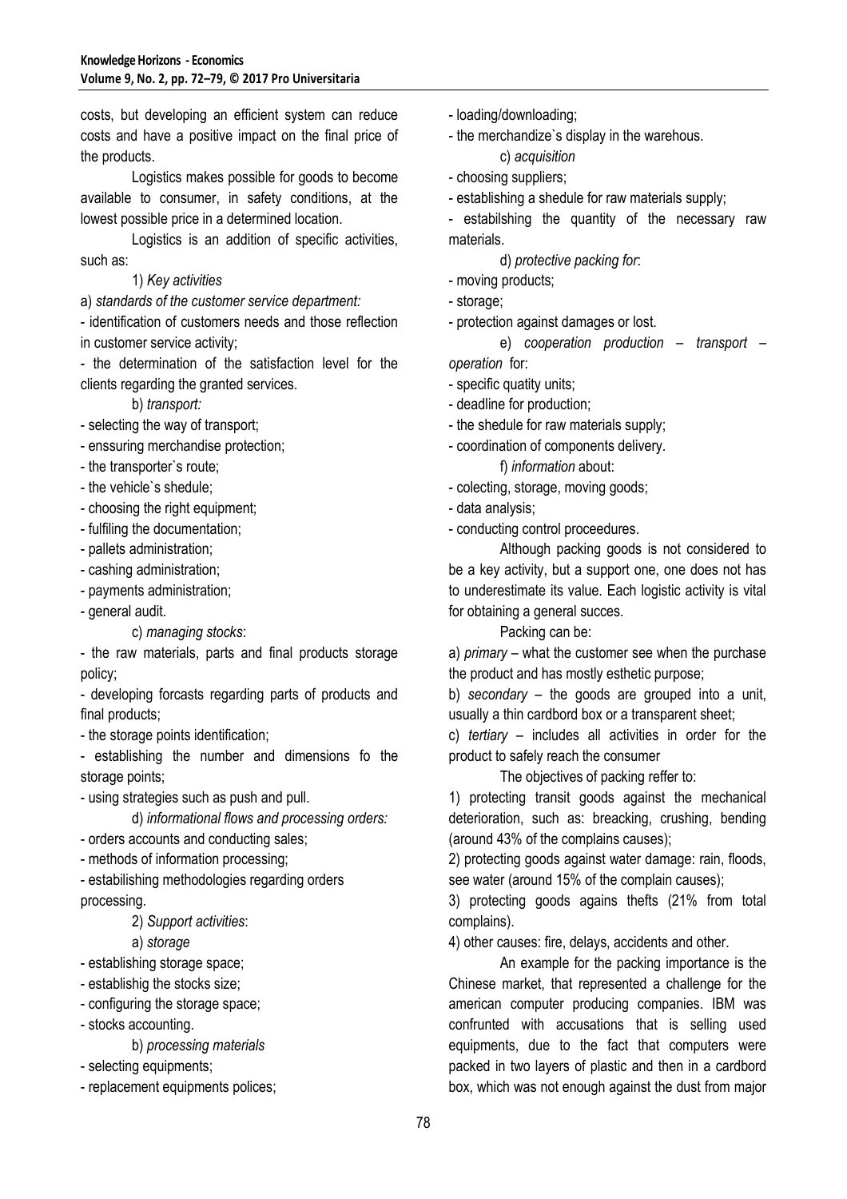costs, but developing an efficient system can reduce costs and have a positive impact on the final price of the products.

Logistics makes possible for goods to become available to consumer, in safety conditions, at the lowest possible price in a determined location.

Logistics is an addition of specific activities, such as:

1) *Key activities*

a) *standards of the customer service department:*

- identification of customers needs and those reflection in customer service activity;
- the determination of the satisfaction level for the clients regarding the granted services.

b) *transport:*

- selecting the way of transport;
- enssuring merchandise protection;
- the transporter`s route;
- the vehicle`s shedule;
- choosing the right equipment;
- fulfiling the documentation;
- pallets administration;
- cashing administration;
- payments administration;
- general audit.

c) *managing stocks*:

- the raw materials, parts and final products storage policy;
- developing forcasts regarding parts of products and final products;
- the storage points identification;
- establishing the number and dimensions fo the storage points;
- using strategies such as push and pull.

d) *informational flows and processing orders:*

- orders accounts and conducting sales;
- methods of information processing;
- estabilishing methodologies regarding orders processing.

2) *Support activities*:

a) *storage*

- establishing storage space;
- establishig the stocks size;
- configuring the storage space;
- stocks accounting.

b) *processing materials*

- selecting equipments;
- replacement equipments polices;
- loading/downloading;
- the merchandize`s display in the warehous.

c) *acquisition*

- choosing suppliers;
- establishing a shedule for raw materials supply;
- estabilshing the quantity of the necessary raw materials.

d) *protective packing for*:

- moving products;
- storage;
- protection against damages or lost.

e) *cooperation production – transport – operation* for:

- specific quatity units;
- deadline for production;
- the shedule for raw materials supply;
- coordination of components delivery.

f) *information* about:

- colecting, storage, moving goods;
- data analysis;
- conducting control proceedures.

Although packing goods is not considered to be a key activity, but a support one, one does not has to underestimate its value. Each logistic activity is vital for obtaining a general succes.

Packing can be:

a) *primary* – what the customer see when the purchase the product and has mostly esthetic purpose;

b) *secondary* – the goods are grouped into a unit, usually a thin cardbord box or a transparent sheet;

c) *tertiary* – includes all activities in order for the product to safely reach the consumer

The objectives of packing reffer to:

1) protecting transit goods against the mechanical deterioration, such as: breacking, crushing, bending (around 43% of the complains causes);

2) protecting goods against water damage: rain, floods, see water (around 15% of the complain causes);

3) protecting goods agains thefts (21% from total complains).

4) other causes: fire, delays, accidents and other.

An example for the packing importance is the Chinese market, that represented a challenge for the american computer producing companies. IBM was confrunted with accusations that is selling used equipments, due to the fact that computers were packed in two layers of plastic and then in a cardbord box, which was not enough against the dust from major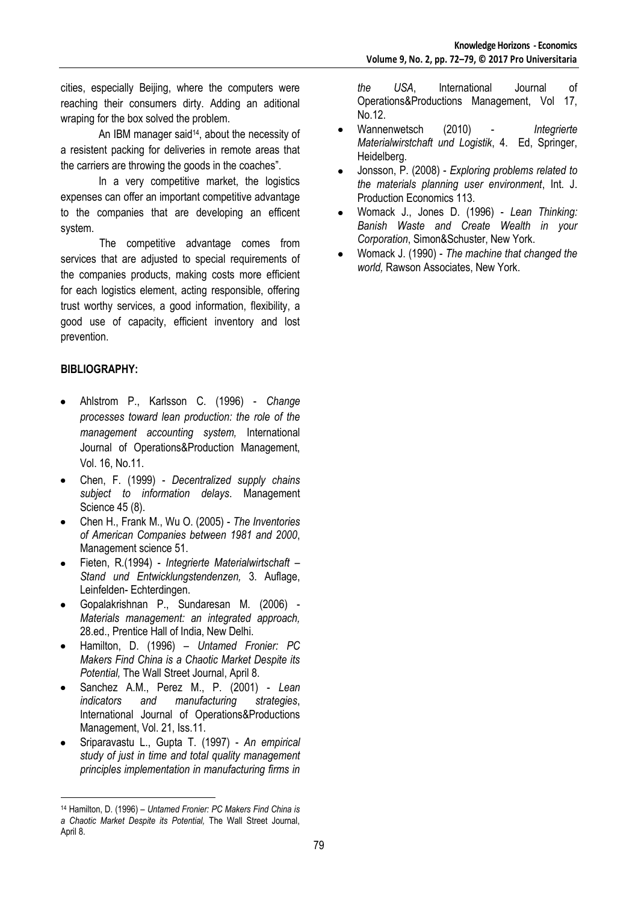cities, especially Beijing, where the computers were reaching their consumers dirty. Adding an aditional wraping for the box solved the problem.

An IBM manager said[14], about the necessity of a resistent packing for deliveries in remote areas that the carriers are throwing the goods in the coaches".

In a very competitive market, the logistics expenses can offer an important competitive advantage to the companies that are developing an efficent system.

The competitive advantage comes from services that are adjusted to special requirements of the companies products, making costs more efficient for each logistics element, acting responsible, offering trust worthy services, a good information, flexibility, a good use of capacity, efficient inventory and lost prevention.

**BIBLIOGRAPHY:**

- Ahlstrom P., Karlsson C. (1996) - *Change processes toward lean production: the role of the management accounting system,* International Journal of Operations&Production Management, Vol. 16, No.11.
- Chen, F. (1999) - *Decentralized supply chains subject to information delays*. Management Science 45 (8).
- Chen H., Frank M., Wu O. (2005) - *The Inventories of American Companies between 1981 and 2000*, Management science 51.
- Fieten, R.(1994) - *Integrierte Materialwirtschaft – Stand und Entwicklungstendenzen,* 3. Auflage, Leinfelden- Echterdingen.
- Gopalakrishnan P., Sundaresan M. (2006) - *Materials management: an integrated approach,* 28.ed., Prentice Hall of India, New Delhi.
- Hamilton, D. (1996) – *Untamed Fronier: PC Makers Find China is a Chaotic Market Despite its Potential,* The Wall Street Journal, April 8.
- Sanchez A.M., Perez M., P. (2001) - *Lean indicators and manufacturing strategies*, International Journal of Operations&Productions Management, Vol. 21, Iss.11.
- Sriparavastu L., Gupta T. (1997) - *An empirical study of just in time and total quality management principles implementation in manufacturing firms in the USA*, International Journal of Operations&Productions Management, Vol 17, No.12.
- Wannenwetsch (2010) - *Integrierte Materialwirstchaft und Logistik*, 4. Ed, Springer, Heidelberg.
- Jonsson, P. (2008) - *Exploring problems related to the materials planning user environment*, Int. J. Production Economics 113.
- Womack J., Jones D. (1996) - *Lean Thinking: Banish Waste and Create Wealth in your Corporation*, Simon&Schuster, New York.
- Womack J. (1990) - *The machine that changed the world,* Rawson Associates, New York.

[14] Hamilton, D. (1996) – *Untamed Fronier: PC Makers Find China is a Chaotic Market Despite its Potential,* The Wall Street Journal, April 8.